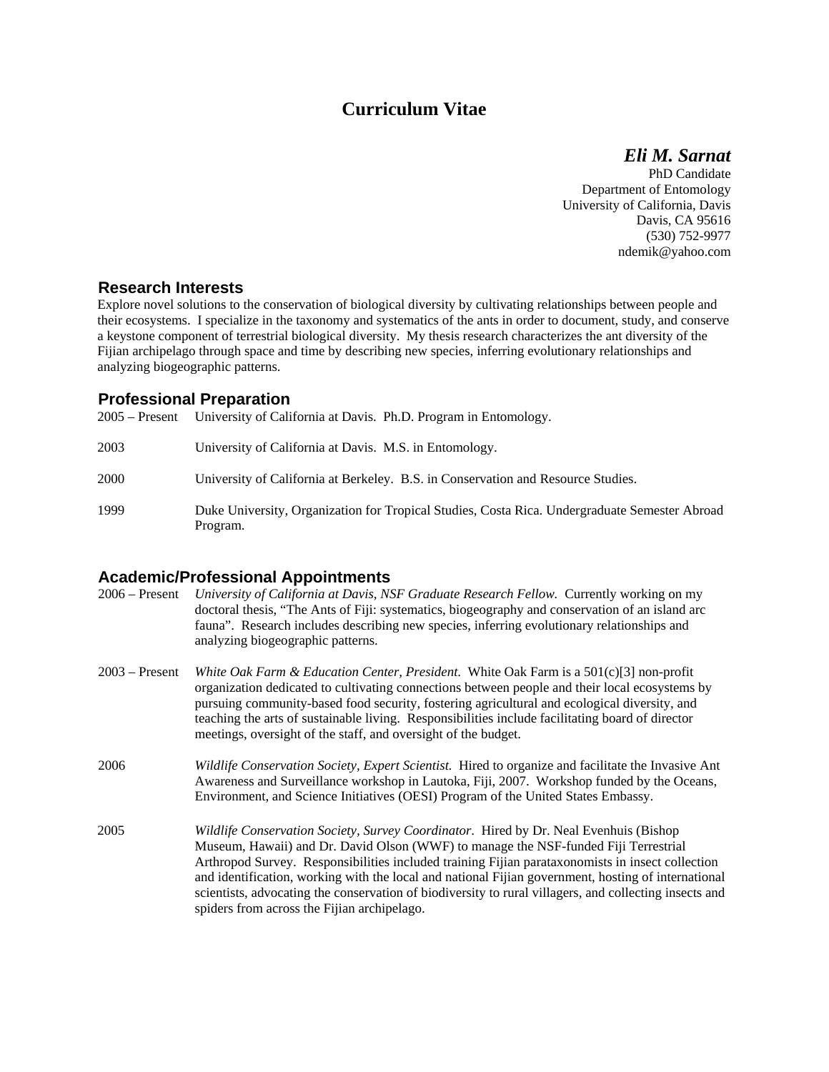# Curriculum Vitae

***Eli M. Sarnat***
PhD Candidate
Department of Entomology
University of California, Davis
Davis, CA 95616
(530) 752-9977
ndemik@yahoo.com

## Research Interests

Explore novel solutions to the conservation of biological diversity by cultivating relationships between people and their ecosystems. I specialize in the taxonomy and systematics of the ants in order to document, study, and conserve a keystone component of terrestrial biological diversity. My thesis research characterizes the ant diversity of the Fijian archipelago through space and time by describing new species, inferring evolutionary relationships and analyzing biogeographic patterns.

## Professional Preparation

2005 – Present University of California at Davis. Ph.D. Program in Entomology.

2003 University of California at Davis. M.S. in Entomology.

2000 University of California at Berkeley. B.S. in Conservation and Resource Studies.

1999 Duke University, Organization for Tropical Studies, Costa Rica. Undergraduate Semester Abroad Program.

## Academic/Professional Appointments

2006 – Present *University of California at Davis, NSF Graduate Research Fellow.* Currently working on my doctoral thesis, "The Ants of Fiji: systematics, biogeography and conservation of an island arc fauna". Research includes describing new species, inferring evolutionary relationships and analyzing biogeographic patterns.

2003 – Present *White Oak Farm & Education Center, President.* White Oak Farm is a 501(c)[3] non-profit organization dedicated to cultivating connections between people and their local ecosystems by pursuing community-based food security, fostering agricultural and ecological diversity, and teaching the arts of sustainable living. Responsibilities include facilitating board of director meetings, oversight of the staff, and oversight of the budget.

2006 *Wildlife Conservation Society, Expert Scientist.* Hired to organize and facilitate the Invasive Ant Awareness and Surveillance workshop in Lautoka, Fiji, 2007. Workshop funded by the Oceans, Environment, and Science Initiatives (OESI) Program of the United States Embassy.

2005 *Wildlife Conservation Society, Survey Coordinator*. Hired by Dr. Neal Evenhuis (Bishop Museum, Hawaii) and Dr. David Olson (WWF) to manage the NSF-funded Fiji Terrestrial Arthropod Survey. Responsibilities included training Fijian parataxonomists in insect collection and identification, working with the local and national Fijian government, hosting of international scientists, advocating the conservation of biodiversity to rural villagers, and collecting insects and spiders from across the Fijian archipelago.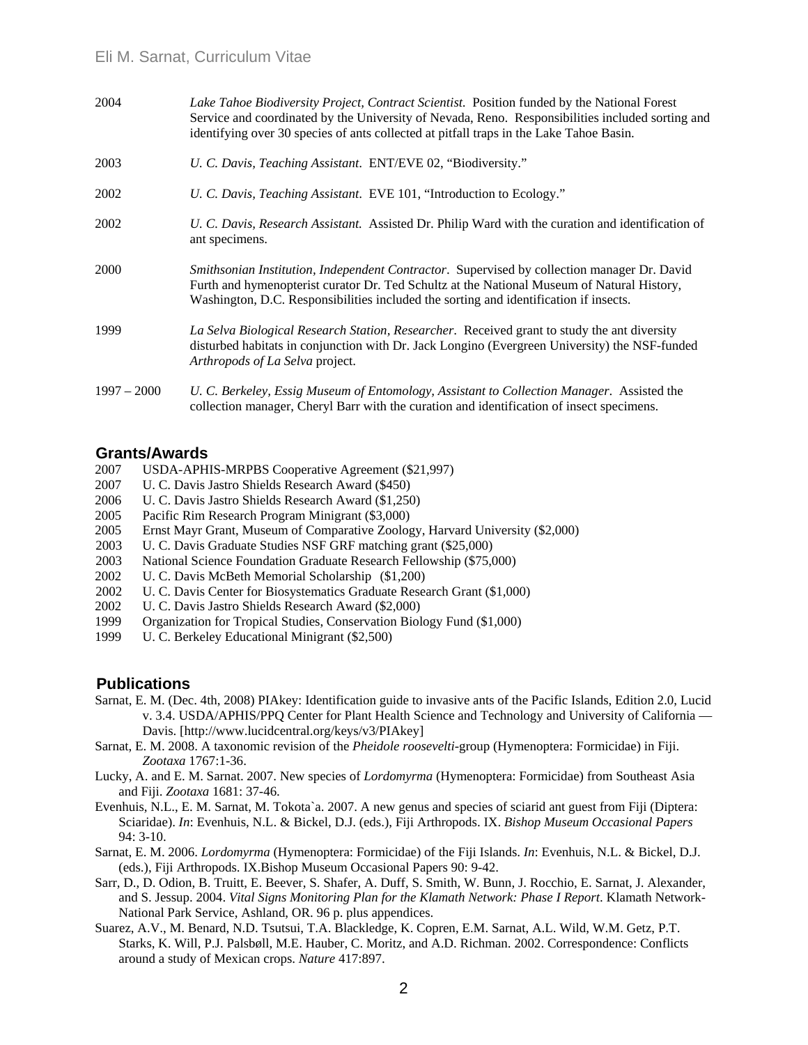2004 *Lake Tahoe Biodiversity Project, Contract Scientist.* Position funded by the National Forest Service and coordinated by the University of Nevada, Reno. Responsibilities included sorting and identifying over 30 species of ants collected at pitfall traps in the Lake Tahoe Basin.

2003 *U. C. Davis, Teaching Assistant*. ENT/EVE 02, "Biodiversity."

2002 *U. C. Davis, Teaching Assistant*. EVE 101, "Introduction to Ecology."

2002 *U. C. Davis, Research Assistant.* Assisted Dr. Philip Ward with the curation and identification of ant specimens.

2000 *Smithsonian Institution, Independent Contractor*. Supervised by collection manager Dr. David Furth and hymenopterist curator Dr. Ted Schultz at the National Museum of Natural History, Washington, D.C. Responsibilities included the sorting and identification if insects.

1999 *La Selva Biological Research Station, Researcher*. Received grant to study the ant diversity disturbed habitats in conjunction with Dr. Jack Longino (Evergreen University) the NSF-funded *Arthropods of La Selva* project.

1997 – 2000 *U. C. Berkeley, Essig Museum of Entomology, Assistant to Collection Manager*. Assisted the collection manager, Cheryl Barr with the curation and identification of insect specimens.

## Grants/Awards

2007 USDA-APHIS-MRPBS Cooperative Agreement ($21,997)
2007 U. C. Davis Jastro Shields Research Award ($450)
2006 U. C. Davis Jastro Shields Research Award ($1,250)
2005 Pacific Rim Research Program Minigrant ($3,000)
2005 Ernst Mayr Grant, Museum of Comparative Zoology, Harvard University ($2,000)
2003 U. C. Davis Graduate Studies NSF GRF matching grant ($25,000)
2003 National Science Foundation Graduate Research Fellowship ($75,000)
2002 U. C. Davis McBeth Memorial Scholarship ($1,200)
2002 U. C. Davis Center for Biosystematics Graduate Research Grant ($1,000)
2002 U. C. Davis Jastro Shields Research Award ($2,000)
1999 Organization for Tropical Studies, Conservation Biology Fund ($1,000)
1999 U. C. Berkeley Educational Minigrant ($2,500)

## Publications

Sarnat, E. M. (Dec. 4th, 2008) PIAkey: Identification guide to invasive ants of the Pacific Islands, Edition 2.0, Lucid v. 3.4. USDA/APHIS/PPQ Center for Plant Health Science and Technology and University of California — Davis. [http://www.lucidcentral.org/keys/v3/PIAkey]

Sarnat, E. M. 2008. A taxonomic revision of the *Pheidole roosevelti*-group (Hymenoptera: Formicidae) in Fiji. *Zootaxa* 1767:1-36.

Lucky, A. and E. M. Sarnat. 2007. New species of *Lordomyrma* (Hymenoptera: Formicidae) from Southeast Asia and Fiji. *Zootaxa* 1681: 37-46.

Evenhuis, N.L., E. M. Sarnat, M. Tokota`a. 2007. A new genus and species of sciarid ant guest from Fiji (Diptera: Sciaridae). *In*: Evenhuis, N.L. & Bickel, D.J. (eds.), Fiji Arthropods. IX. *Bishop Museum Occasional Papers* 94: 3-10.

Sarnat, E. M. 2006. *Lordomyrma* (Hymenoptera: Formicidae) of the Fiji Islands. *In*: Evenhuis, N.L. & Bickel, D.J. (eds.), Fiji Arthropods. IX.Bishop Museum Occasional Papers 90: 9-42.

Sarr, D., D. Odion, B. Truitt, E. Beever, S. Shafer, A. Duff, S. Smith, W. Bunn, J. Rocchio, E. Sarnat, J. Alexander, and S. Jessup. 2004. *Vital Signs Monitoring Plan for the Klamath Network: Phase I Report*. Klamath Network-National Park Service, Ashland, OR. 96 p. plus appendices.

Suarez, A.V., M. Benard, N.D. Tsutsui, T.A. Blackledge, K. Copren, E.M. Sarnat, A.L. Wild, W.M. Getz, P.T. Starks, K. Will, P.J. Palsbøll, M.E. Hauber, C. Moritz, and A.D. Richman. 2002. Correspondence: Conflicts around a study of Mexican crops. *Nature* 417:897.